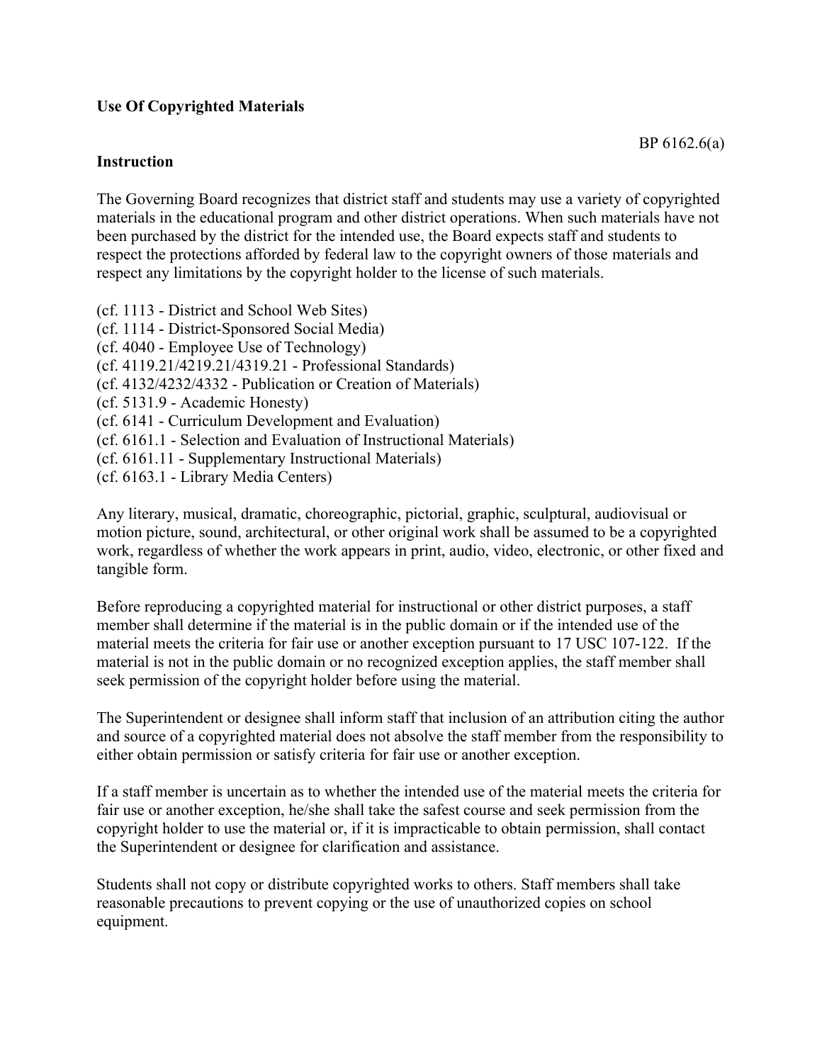**Use Of Copyrighted Materials**

BP 6162.6(a)

**Instruction**

The Governing Board recognizes that district staff and students may use a variety of copyrighted materials in the educational program and other district operations. When such materials have not been purchased by the district for the intended use, the Board expects staff and students to respect the protections afforded by federal law to the copyright owners of those materials and respect any limitations by the copyright holder to the license of such materials.

(cf. 1113 - District and School Web Sites)
(cf. 1114 - District-Sponsored Social Media)
(cf. 4040 - Employee Use of Technology)
(cf. 4119.21/4219.21/4319.21 - Professional Standards)
(cf. 4132/4232/4332 - Publication or Creation of Materials)
(cf. 5131.9 - Academic Honesty)
(cf. 6141 - Curriculum Development and Evaluation)
(cf. 6161.1 - Selection and Evaluation of Instructional Materials)
(cf. 6161.11 - Supplementary Instructional Materials)
(cf. 6163.1 - Library Media Centers)

Any literary, musical, dramatic, choreographic, pictorial, graphic, sculptural, audiovisual or motion picture, sound, architectural, or other original work shall be assumed to be a copyrighted work, regardless of whether the work appears in print, audio, video, electronic, or other fixed and tangible form.

Before reproducing a copyrighted material for instructional or other district purposes, a staff member shall determine if the material is in the public domain or if the intended use of the material meets the criteria for fair use or another exception pursuant to 17 USC 107-122. If the material is not in the public domain or no recognized exception applies, the staff member shall seek permission of the copyright holder before using the material.

The Superintendent or designee shall inform staff that inclusion of an attribution citing the author and source of a copyrighted material does not absolve the staff member from the responsibility to either obtain permission or satisfy criteria for fair use or another exception.

If a staff member is uncertain as to whether the intended use of the material meets the criteria for fair use or another exception, he/she shall take the safest course and seek permission from the copyright holder to use the material or, if it is impracticable to obtain permission, shall contact the Superintendent or designee for clarification and assistance.

Students shall not copy or distribute copyrighted works to others. Staff members shall take reasonable precautions to prevent copying or the use of unauthorized copies on school equipment.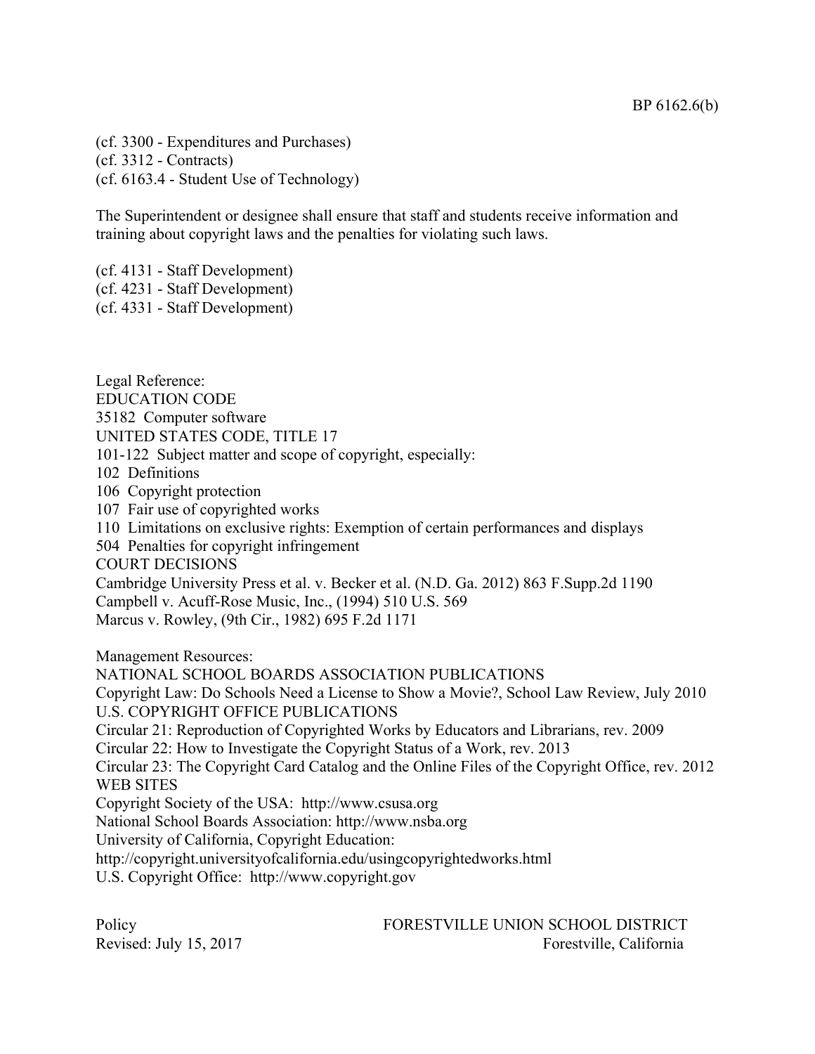(cf. 3300 - Expenditures and Purchases)
(cf. 3312 - Contracts)
(cf. 6163.4 - Student Use of Technology)

The Superintendent or designee shall ensure that staff and students receive information and training about copyright laws and the penalties for violating such laws.

(cf. 4131 - Staff Development)
(cf. 4231 - Staff Development)
(cf. 4331 - Staff Development)

Legal Reference:
EDUCATION CODE
35182 Computer software
UNITED STATES CODE, TITLE 17
101-122 Subject matter and scope of copyright, especially:
102 Definitions
106 Copyright protection
107 Fair use of copyrighted works
110 Limitations on exclusive rights: Exemption of certain performances and displays
504 Penalties for copyright infringement
COURT DECISIONS
Cambridge University Press et al. v. Becker et al. (N.D. Ga. 2012) 863 F.Supp.2d 1190
Campbell v. Acuff-Rose Music, Inc., (1994) 510 U.S. 569
Marcus v. Rowley, (9th Cir., 1982) 695 F.2d 1171

Management Resources:
NATIONAL SCHOOL BOARDS ASSOCIATION PUBLICATIONS
Copyright Law: Do Schools Need a License to Show a Movie?, School Law Review, July 2010
U.S. COPYRIGHT OFFICE PUBLICATIONS
Circular 21: Reproduction of Copyrighted Works by Educators and Librarians, rev. 2009
Circular 22: How to Investigate the Copyright Status of a Work, rev. 2013
Circular 23: The Copyright Card Catalog and the Online Files of the Copyright Office, rev. 2012
WEB SITES
Copyright Society of the USA: http://www.csusa.org
National School Boards Association: http://www.nsba.org
University of California, Copyright Education:
http://copyright.universityofcalifornia.edu/usingcopyrightedworks.html
U.S. Copyright Office: http://www.copyright.gov

Policy FORESTVILLE UNION SCHOOL DISTRICT
Revised: July 15, 2017 Forestville, California